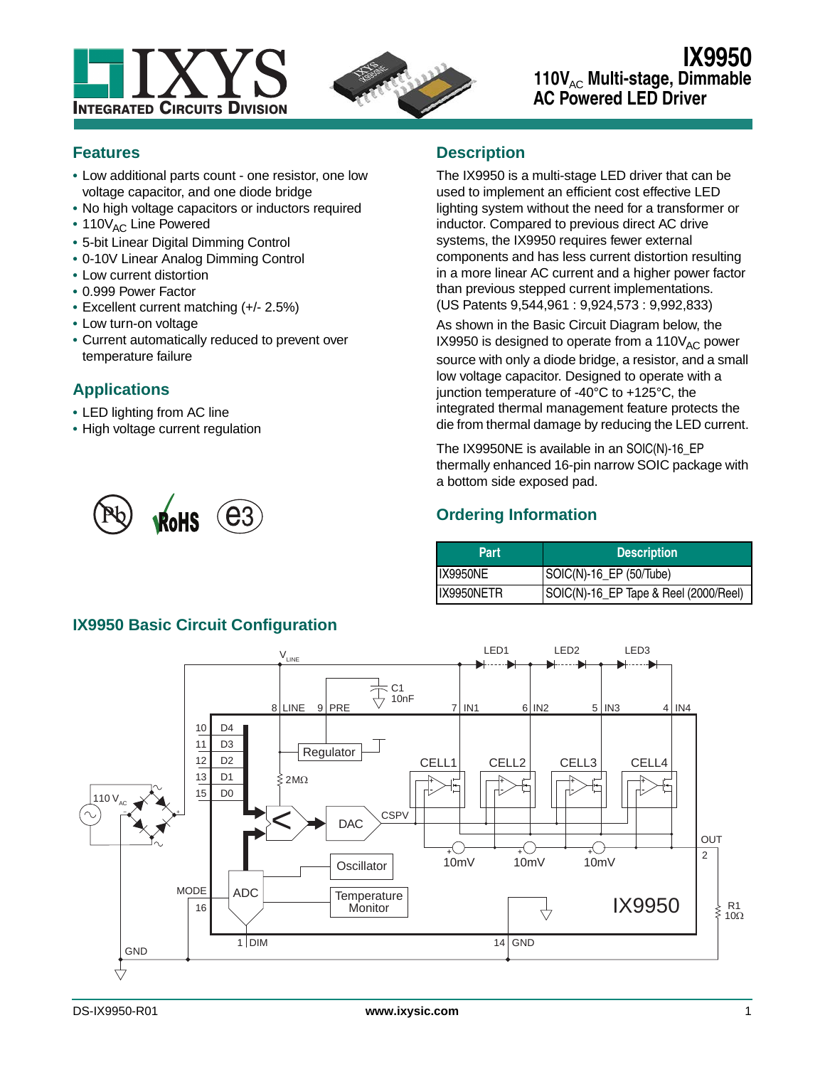# IX9950

## 110V$_{AC}$ Multi-stage, Dimmable AC Powered LED Driver

## Features

- Low additional parts count - one resistor, one low voltage capacitor, and one diode bridge
- No high voltage capacitors or inductors required
- 110V$_{AC}$ Line Powered
- 5-bit Linear Digital Dimming Control
- 0-10V Linear Analog Dimming Control
- Low current distortion
- 0.999 Power Factor
- Excellent current matching (+/- 2.5%)
- Low turn-on voltage
- Current automatically reduced to prevent over temperature failure

## Applications

- LED lighting from AC line
- High voltage current regulation

## Description

The IX9950 is a multi-stage LED driver that can be used to implement an efficient cost effective LED lighting system without the need for a transformer or inductor. Compared to previous direct AC drive systems, the IX9950 requires fewer external components and has less current distortion resulting in a more linear AC current and a higher power factor than previous stepped current implementations. (US Patents 9,544,961 : 9,924,573 : 9,992,833)

As shown in the Basic Circuit Diagram below, the IX9950 is designed to operate from a 110V$_{AC}$ power source with only a diode bridge, a resistor, and a small low voltage capacitor. Designed to operate with a junction temperature of -40°C to +125°C, the integrated thermal management feature protects the die from thermal damage by reducing the LED current.

The IX9950NE is available in an SOIC(N)-16_EP thermally enhanced 16-pin narrow SOIC package with a bottom side exposed pad.

## Ordering Information

| Part | Description |
|---|---|
| IX9950NE | SOIC(N)-16_EP (50/Tube) |
| IX9950NETR | SOIC(N)-16_EP Tape & Reel (2000/Reel) |

## IX9950 Basic Circuit Configuration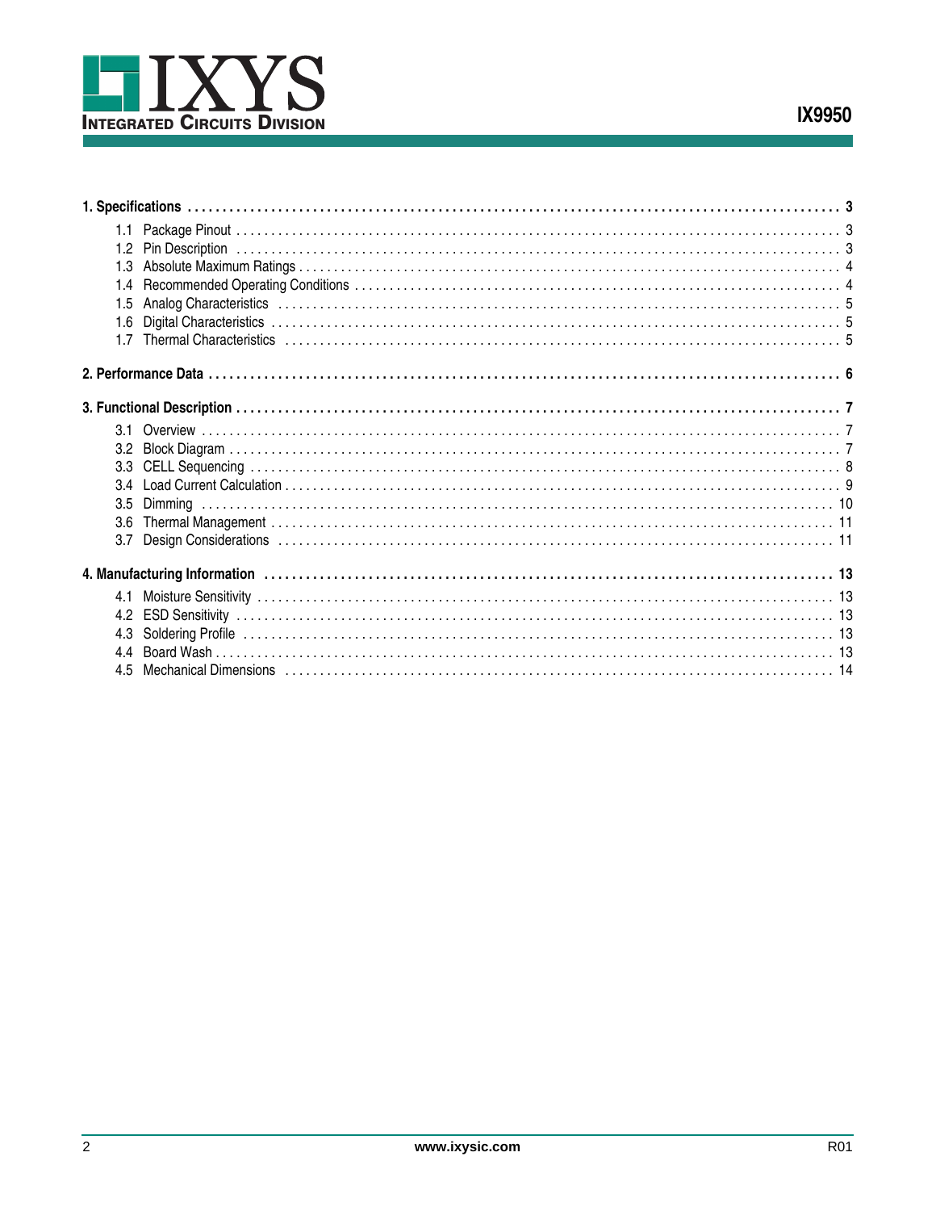**1. Specifications** . . . 3

- 1.1 Package Pinout . . . 3
- 1.2 Pin Description . . . 3
- 1.3 Absolute Maximum Ratings . . . 4
- 1.4 Recommended Operating Conditions . . . 4
- 1.5 Analog Characteristics . . . 5
- 1.6 Digital Characteristics . . . 5
- 1.7 Thermal Characteristics . . . 5

**2. Performance Data** . . . 6

**3. Functional Description** . . . 7

- 3.1 Overview . . . 7
- 3.2 Block Diagram . . . 7
- 3.3 CELL Sequencing . . . 8
- 3.4 Load Current Calculation . . . 9
- 3.5 Dimming . . . 10
- 3.6 Thermal Management . . . 11
- 3.7 Design Considerations . . . 11

**4. Manufacturing Information** . . . 13

- 4.1 Moisture Sensitivity . . . 13
- 4.2 ESD Sensitivity . . . 13
- 4.3 Soldering Profile . . . 13
- 4.4 Board Wash . . . 13
- 4.5 Mechanical Dimensions . . . 14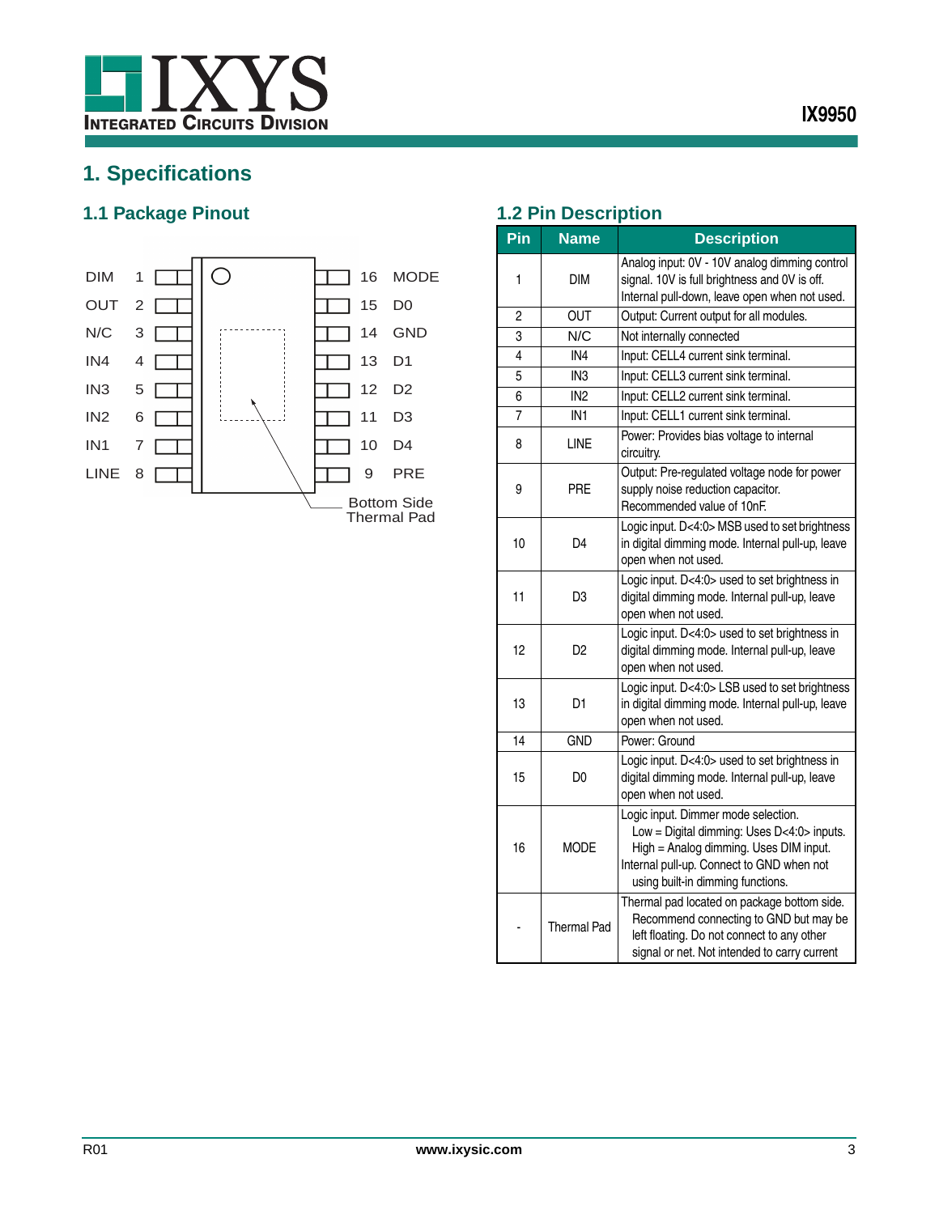# 1. Specifications

## 1.1 Package Pinout

| Pin | Name | | Pin | Name |
|---|---|---|---|---|
| 1 | DIM | | 16 | MODE |
| 2 | OUT | | 15 | D0 |
| 3 | N/C | | 14 | GND |
| 4 | IN4 | | 13 | D1 |
| 5 | IN3 | | 12 | D2 |
| 6 | IN2 | | 11 | D3 |
| 7 | IN1 | | 10 | D4 |
| 8 | LINE | | 9 | PRE |

Bottom Side Thermal Pad

## 1.2 Pin Description

| Pin | Name | Description |
|---|---|---|
| 1 | DIM | Analog input: 0V - 10V analog dimming control signal. 10V is full brightness and 0V is off. Internal pull-down, leave open when not used. |
| 2 | OUT | Output: Current output for all modules. |
| 3 | N/C | Not internally connected |
| 4 | IN4 | Input: CELL4 current sink terminal. |
| 5 | IN3 | Input: CELL3 current sink terminal. |
| 6 | IN2 | Input: CELL2 current sink terminal. |
| 7 | IN1 | Input: CELL1 current sink terminal. |
| 8 | LINE | Power: Provides bias voltage to internal circuitry. |
| 9 | PRE | Output: Pre-regulated voltage node for power supply noise reduction capacitor. Recommended value of 10nF. |
| 10 | D4 | Logic input. D<4:0> MSB used to set brightness in digital dimming mode. Internal pull-up, leave open when not used. |
| 11 | D3 | Logic input. D<4:0> used to set brightness in digital dimming mode. Internal pull-up, leave open when not used. |
| 12 | D2 | Logic input. D<4:0> used to set brightness in digital dimming mode. Internal pull-up, leave open when not used. |
| 13 | D1 | Logic input. D<4:0> LSB used to set brightness in digital dimming mode. Internal pull-up, leave open when not used. |
| 14 | GND | Power: Ground |
| 15 | D0 | Logic input. D<4:0> used to set brightness in digital dimming mode. Internal pull-up, leave open when not used. |
| 16 | MODE | Logic input. Dimmer mode selection.<br>Low = Digital dimming: Uses D<4:0> inputs.<br>High = Analog dimming. Uses DIM input.<br>Internal pull-up. Connect to GND when not using built-in dimming functions. |
| - | Thermal Pad | Thermal pad located on package bottom side. Recommend connecting to GND but may be left floating. Do not connect to any other signal or net. Not intended to carry current |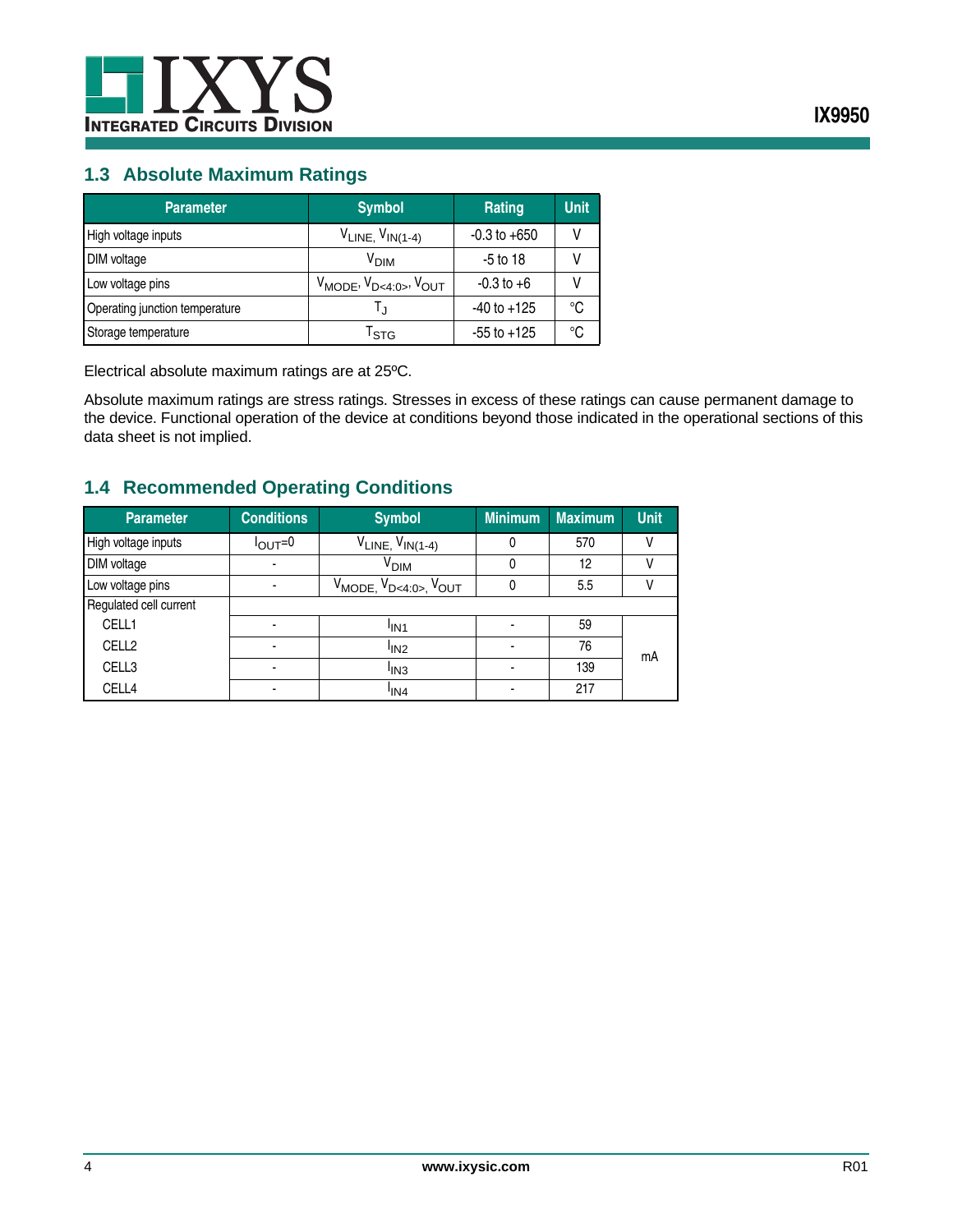## 1.3 Absolute Maximum Ratings

| Parameter | Symbol | Rating | Unit |
|---|---|---|---|
| High voltage inputs | $V_{LINE}$, $V_{IN(1-4)}$ | -0.3 to +650 | V |
| DIM voltage | $V_{DIM}$ | -5 to 18 | V |
| Low voltage pins | $V_{MODE}$, $V_{D<4:0>}$, $V_{OUT}$ | -0.3 to +6 | V |
| Operating junction temperature | $T_J$ | -40 to +125 | °C |
| Storage temperature | $T_{STG}$ | -55 to +125 | °C |

Electrical absolute maximum ratings are at 25ºC.

Absolute maximum ratings are stress ratings. Stresses in excess of these ratings can cause permanent damage to the device. Functional operation of the device at conditions beyond those indicated in the operational sections of this data sheet is not implied.

## 1.4 Recommended Operating Conditions

| Parameter | Conditions | Symbol | Minimum | Maximum | Unit |
|---|---|---|---|---|---|
| High voltage inputs | $I_{OUT}$=0 | $V_{LINE}$, $V_{IN(1-4)}$ | 0 | 570 | V |
| DIM voltage | - | $V_{DIM}$ | 0 | 12 | V |
| Low voltage pins | - | $V_{MODE}$, $V_{D<4:0>}$, $V_{OUT}$ | 0 | 5.5 | V |
| Regulated cell current | | | | | |
| CELL1 | - | $I_{IN1}$ | - | 59 | mA |
| CELL2 | - | $I_{IN2}$ | - | 76 | mA |
| CELL3 | - | $I_{IN3}$ | - | 139 | mA |
| CELL4 | - | $I_{IN4}$ | - | 217 | mA |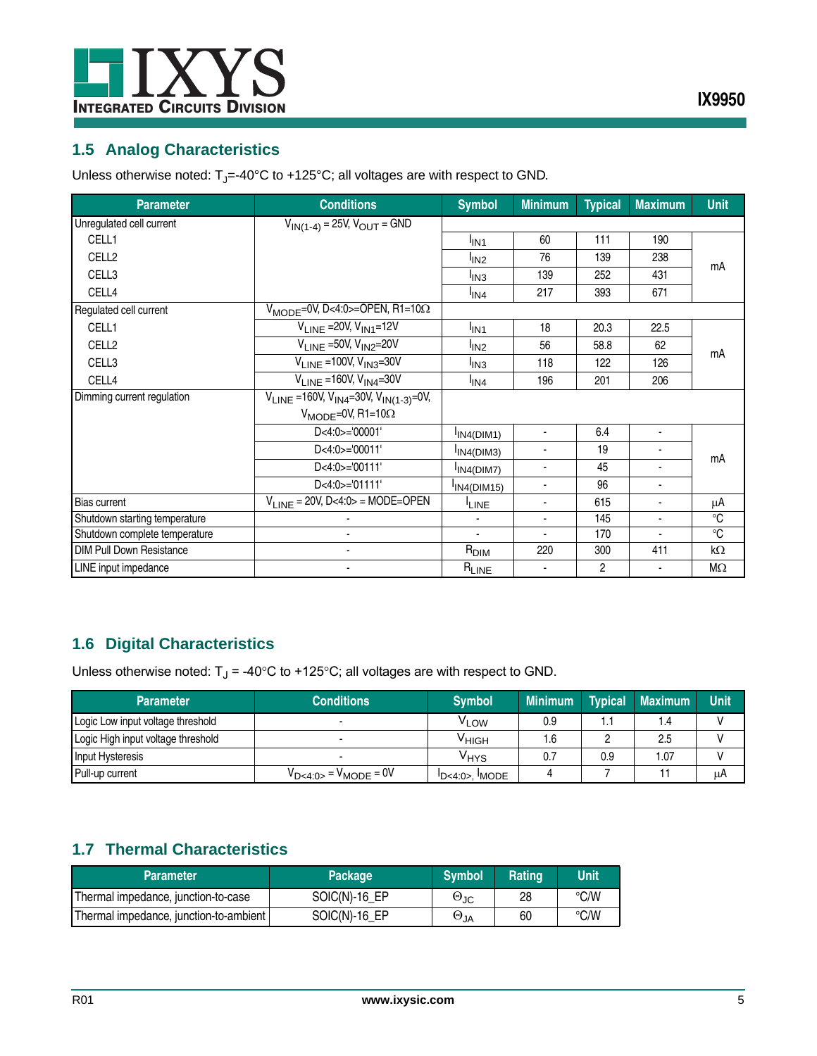## 1.5 Analog Characteristics

Unless otherwise noted: $T_J$=-40°C to +125°C; all voltages are with respect to GND.

| Parameter | Conditions | Symbol | Minimum | Typical | Maximum | Unit |
|---|---|---|---|---|---|---|
| Unregulated cell current | $V_{IN(1-4)}$ = 25V, $V_{OUT}$ = GND | | | | | |
| CELL1 | | $I_{IN1}$ | 60 | 111 | 190 | mA |
| CELL2 | | $I_{IN2}$ | 76 | 139 | 238 | mA |
| CELL3 | | $I_{IN3}$ | 139 | 252 | 431 | mA |
| CELL4 | | $I_{IN4}$ | 217 | 393 | 671 | mA |
| Regulated cell current | $V_{MODE}$=0V, D<4:0>=OPEN, R1=10Ω | | | | | |
| CELL1 | $V_{LINE}$ =20V, $V_{IN1}$=12V | $I_{IN1}$ | 18 | 20.3 | 22.5 | mA |
| CELL2 | $V_{LINE}$ =50V, $V_{IN2}$=20V | $I_{IN2}$ | 56 | 58.8 | 62 | mA |
| CELL3 | $V_{LINE}$ =100V, $V_{IN3}$=30V | $I_{IN3}$ | 118 | 122 | 126 | mA |
| CELL4 | $V_{LINE}$ =160V, $V_{IN4}$=30V | $I_{IN4}$ | 196 | 201 | 206 | mA |
| Dimming current regulation | $V_{LINE}$ =160V, $V_{IN4}$=30V, $V_{IN(1-3)}$=0V, $V_{MODE}$=0V, R1=10Ω | | | | | |
| | D<4:0>='00001' | $I_{IN4(DIM1)}$ | - | 6.4 | - | mA |
| | D<4:0>='00011' | $I_{IN4(DIM3)}$ | - | 19 | - | mA |
| | D<4:0>='00111' | $I_{IN4(DIM7)}$ | - | 45 | - | mA |
| | D<4:0>='01111' | $I_{IN4(DIM15)}$ | - | 96 | - | mA |
| Bias current | $V_{LINE}$ = 20V, D<4:0> = MODE=OPEN | $I_{LINE}$ | - | 615 | - | μA |
| Shutdown starting temperature | - | - | - | 145 | - | °C |
| Shutdown complete temperature | - | - | - | 170 | - | °C |
| DIM Pull Down Resistance | - | $R_{DIM}$ | 220 | 300 | 411 | kΩ |
| LINE input impedance | - | $R_{LINE}$ | - | 2 | - | MΩ |

## 1.6 Digital Characteristics

Unless otherwise noted: $T_J$ = -40°C to +125°C; all voltages are with respect to GND.

| Parameter | Conditions | Symbol | Minimum | Typical | Maximum | Unit |
|---|---|---|---|---|---|---|
| Logic Low input voltage threshold | - | $V_{LOW}$ | 0.9 | 1.1 | 1.4 | V |
| Logic High input voltage threshold | - | $V_{HIGH}$ | 1.6 | 2 | 2.5 | V |
| Input Hysteresis | - | $V_{HYS}$ | 0.7 | 0.9 | 1.07 | V |
| Pull-up current | $V_{D<4:0>}$ = $V_{MODE}$ = 0V | $I_{D<4:0>}$, $I_{MODE}$ | 4 | 7 | 11 | μA |

## 1.7 Thermal Characteristics

| Parameter | Package | Symbol | Rating | Unit |
|---|---|---|---|---|
| Thermal impedance, junction-to-case | SOIC(N)-16_EP | $\Theta_{JC}$ | 28 | °C/W |
| Thermal impedance, junction-to-ambient | SOIC(N)-16_EP | $\Theta_{JA}$ | 60 | °C/W |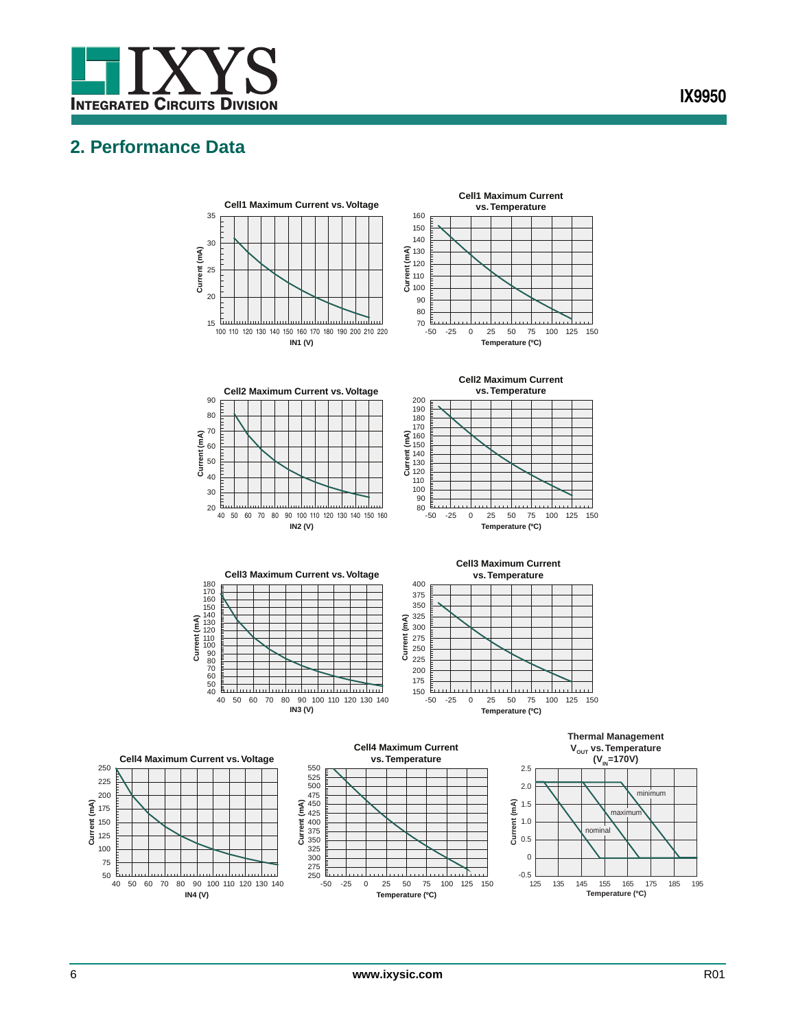## 2. Performance Data

**Cell1 Maximum Current vs. Voltage**

**Cell1 Maximum Current vs. Temperature**

**Cell2 Maximum Current vs. Voltage**

**Cell2 Maximum Current vs. Temperature**

**Cell3 Maximum Current vs. Voltage**

**Cell3 Maximum Current vs. Temperature**

**Cell4 Maximum Current vs. Voltage**

**Cell4 Maximum Current vs. Temperature**

**Thermal Management $V_{OUT}$ vs. Temperature ($V_{IN}$=170V)**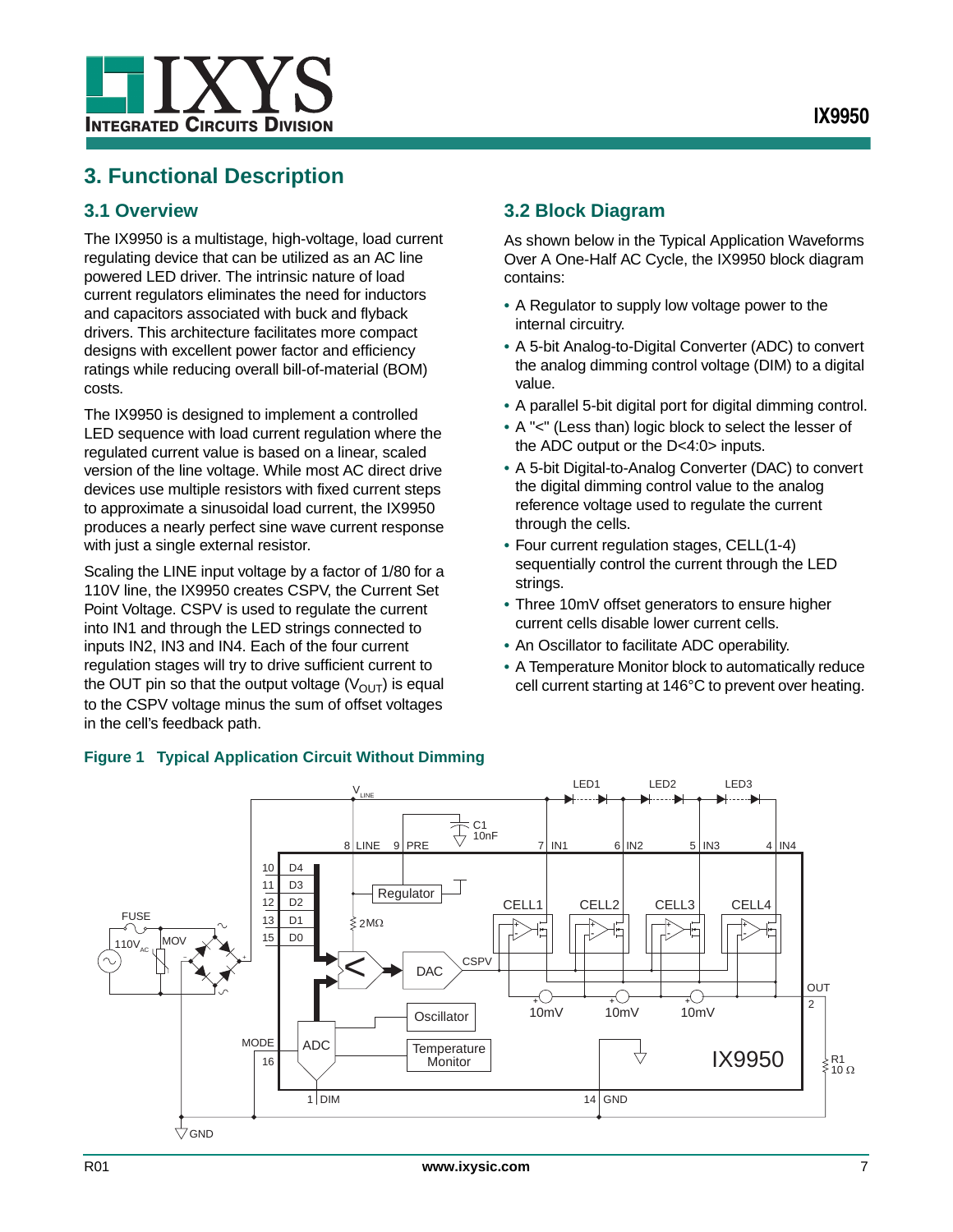# 3. Functional Description

## 3.1 Overview

The IX9950 is a multistage, high-voltage, load current regulating device that can be utilized as an AC line powered LED driver. The intrinsic nature of load current regulators eliminates the need for inductors and capacitors associated with buck and flyback drivers. This architecture facilitates more compact designs with excellent power factor and efficiency ratings while reducing overall bill-of-material (BOM) costs.

The IX9950 is designed to implement a controlled LED sequence with load current regulation where the regulated current value is based on a linear, scaled version of the line voltage. While most AC direct drive devices use multiple resistors with fixed current steps to approximate a sinusoidal load current, the IX9950 produces a nearly perfect sine wave current response with just a single external resistor.

Scaling the LINE input voltage by a factor of 1/80 for a 110V line, the IX9950 creates CSPV, the Current Set Point Voltage. CSPV is used to regulate the current into IN1 and through the LED strings connected to inputs IN2, IN3 and IN4. Each of the four current regulation stages will try to drive sufficient current to the OUT pin so that the output voltage ($V_{OUT}$) is equal to the CSPV voltage minus the sum of offset voltages in the cell's feedback path.

## 3.2 Block Diagram

As shown below in the Typical Application Waveforms Over A One-Half AC Cycle, the IX9950 block diagram contains:

- A Regulator to supply low voltage power to the internal circuitry.
- A 5-bit Analog-to-Digital Converter (ADC) to convert the analog dimming control voltage (DIM) to a digital value.
- A parallel 5-bit digital port for digital dimming control.
- A "<" (Less than) logic block to select the lesser of the ADC output or the D<4:0> inputs.
- A 5-bit Digital-to-Analog Converter (DAC) to convert the digital dimming control value to the analog reference voltage used to regulate the current through the cells.
- Four current regulation stages, CELL(1-4) sequentially control the current through the LED strings.
- Three 10mV offset generators to ensure higher current cells disable lower current cells.
- An Oscillator to facilitate ADC operability.
- A Temperature Monitor block to automatically reduce cell current starting at 146°C to prevent over heating.

**Figure 1 Typical Application Circuit Without Dimming**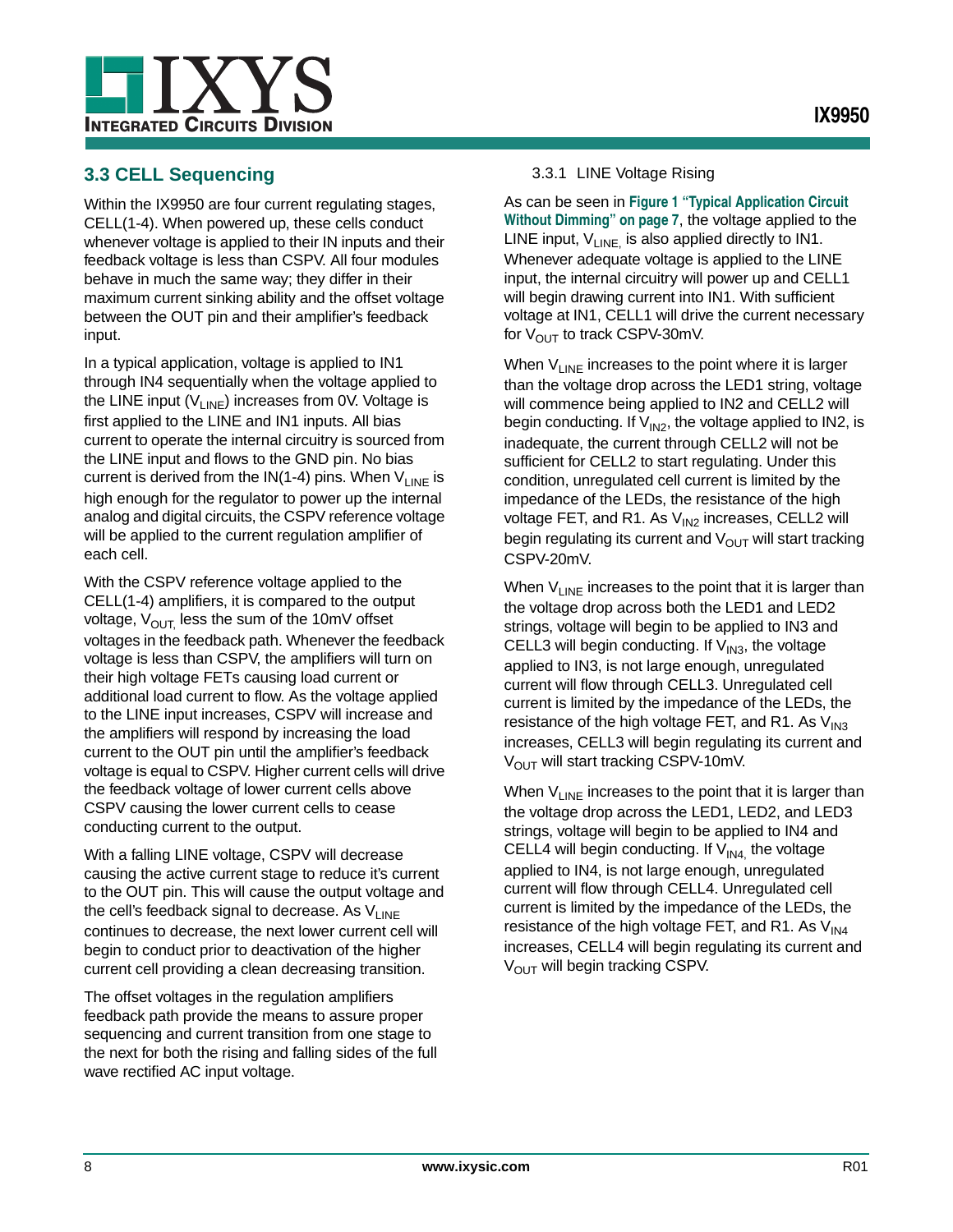## 3.3 CELL Sequencing

Within the IX9950 are four current regulating stages, CELL(1-4). When powered up, these cells conduct whenever voltage is applied to their IN inputs and their feedback voltage is less than CSPV. All four modules behave in much the same way; they differ in their maximum current sinking ability and the offset voltage between the OUT pin and their amplifier's feedback input.

In a typical application, voltage is applied to IN1 through IN4 sequentially when the voltage applied to the LINE input ($V_{LINE}$) increases from 0V. Voltage is first applied to the LINE and IN1 inputs. All bias current to operate the internal circuitry is sourced from the LINE input and flows to the GND pin. No bias current is derived from the IN(1-4) pins. When $V_{LINE}$ is high enough for the regulator to power up the internal analog and digital circuits, the CSPV reference voltage will be applied to the current regulation amplifier of each cell.

With the CSPV reference voltage applied to the CELL(1-4) amplifiers, it is compared to the output voltage, $V_{OUT,}$ less the sum of the 10mV offset voltages in the feedback path. Whenever the feedback voltage is less than CSPV, the amplifiers will turn on their high voltage FETs causing load current or additional load current to flow. As the voltage applied to the LINE input increases, CSPV will increase and the amplifiers will respond by increasing the load current to the OUT pin until the amplifier's feedback voltage is equal to CSPV. Higher current cells will drive the feedback voltage of lower current cells above CSPV causing the lower current cells to cease conducting current to the output.

With a falling LINE voltage, CSPV will decrease causing the active current stage to reduce it's current to the OUT pin. This will cause the output voltage and the cell's feedback signal to decrease. As $V_{LINE}$ continues to decrease, the next lower current cell will begin to conduct prior to deactivation of the higher current cell providing a clean decreasing transition.

The offset voltages in the regulation amplifiers feedback path provide the means to assure proper sequencing and current transition from one stage to the next for both the rising and falling sides of the full wave rectified AC input voltage.

#### 3.3.1 LINE Voltage Rising

As can be seen in **Figure 1 "Typical Application Circuit Without Dimming" on page 7**, the voltage applied to the LINE input, $V_{LINE,}$ is also applied directly to IN1. Whenever adequate voltage is applied to the LINE input, the internal circuitry will power up and CELL1 will begin drawing current into IN1. With sufficient voltage at IN1, CELL1 will drive the current necessary for $V_{OUT}$ to track CSPV-30mV.

When $V_{LINE}$ increases to the point where it is larger than the voltage drop across the LED1 string, voltage will commence being applied to IN2 and CELL2 will begin conducting. If $V_{IN2}$, the voltage applied to IN2, is inadequate, the current through CELL2 will not be sufficient for CELL2 to start regulating. Under this condition, unregulated cell current is limited by the impedance of the LEDs, the resistance of the high voltage FET, and R1. As $V_{IN2}$ increases, CELL2 will begin regulating its current and $V_{OUT}$ will start tracking CSPV-20mV.

When $V_{LINE}$ increases to the point that it is larger than the voltage drop across both the LED1 and LED2 strings, voltage will begin to be applied to IN3 and CELL3 will begin conducting. If $V_{IN3}$, the voltage applied to IN3, is not large enough, unregulated current will flow through CELL3. Unregulated cell current is limited by the impedance of the LEDs, the resistance of the high voltage FET, and R1. As $V_{IN3}$ increases, CELL3 will begin regulating its current and $V_{OUT}$ will start tracking CSPV-10mV.

When $V_{LINE}$ increases to the point that it is larger than the voltage drop across the LED1, LED2, and LED3 strings, voltage will begin to be applied to IN4 and CELL4 will begin conducting. If $V_{IN4,}$ the voltage applied to IN4, is not large enough, unregulated current will flow through CELL4. Unregulated cell current is limited by the impedance of the LEDs, the resistance of the high voltage FET, and R1. As $V_{IN4}$ increases, CELL4 will begin regulating its current and $V_{OUT}$ will begin tracking CSPV.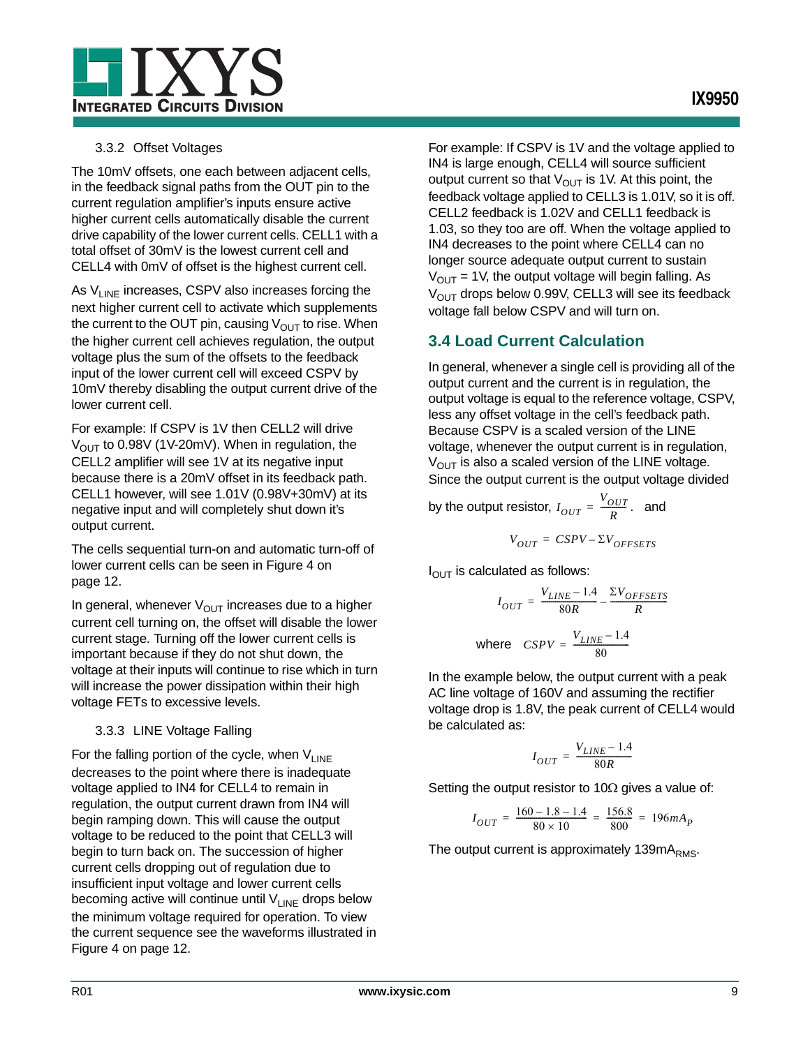### 3.3.2 Offset Voltages

The 10mV offsets, one each between adjacent cells, in the feedback signal paths from the OUT pin to the current regulation amplifier's inputs ensure active higher current cells automatically disable the current drive capability of the lower current cells. CELL1 with a total offset of 30mV is the lowest current cell and CELL4 with 0mV of offset is the highest current cell.

As $V_{LINE}$ increases, CSPV also increases forcing the next higher current cell to activate which supplements the current to the OUT pin, causing $V_{OUT}$ to rise. When the higher current cell achieves regulation, the output voltage plus the sum of the offsets to the feedback input of the lower current cell will exceed CSPV by 10mV thereby disabling the output current drive of the lower current cell.

For example: If CSPV is 1V then CELL2 will drive $V_{OUT}$ to 0.98V (1V-20mV). When in regulation, the CELL2 amplifier will see 1V at its negative input because there is a 20mV offset in its feedback path. CELL1 however, will see 1.01V (0.98V+30mV) at its negative input and will completely shut down it's output current.

The cells sequential turn-on and automatic turn-off of lower current cells can be seen in Figure 4 on page 12.

In general, whenever $V_{OUT}$ increases due to a higher current cell turning on, the offset will disable the lower current stage. Turning off the lower current cells is important because if they do not shut down, the voltage at their inputs will continue to rise which in turn will increase the power dissipation within their high voltage FETs to excessive levels.

### 3.3.3 LINE Voltage Falling

For the falling portion of the cycle, when $V_{LINE}$ decreases to the point where there is inadequate voltage applied to IN4 for CELL4 to remain in regulation, the output current drawn from IN4 will begin ramping down. This will cause the output voltage to be reduced to the point that CELL3 will begin to turn back on. The succession of higher current cells dropping out of regulation due to insufficient input voltage and lower current cells becoming active will continue until $V_{LINE}$ drops below the minimum voltage required for operation. To view the current sequence see the waveforms illustrated in Figure 4 on page 12.

For example: If CSPV is 1V and the voltage applied to IN4 is large enough, CELL4 will source sufficient output current so that $V_{OUT}$ is 1V. At this point, the feedback voltage applied to CELL3 is 1.01V, so it is off. CELL2 feedback is 1.02V and CELL1 feedback is 1.03, so they too are off. When the voltage applied to IN4 decreases to the point where CELL4 can no longer source adequate output current to sustain $V_{OUT}$ = 1V, the output voltage will begin falling. As $V_{OUT}$ drops below 0.99V, CELL3 will see its feedback voltage fall below CSPV and will turn on.

## 3.4 Load Current Calculation

In general, whenever a single cell is providing all of the output current and the current is in regulation, the output voltage is equal to the reference voltage, CSPV, less any offset voltage in the cell's feedback path. Because CSPV is a scaled version of the LINE voltage, whenever the output current is in regulation, $V_{OUT}$ is also a scaled version of the LINE voltage. Since the output current is the output voltage divided by the output resistor, $I_{OUT} = \frac{V_{OUT}}{R}$. and

$$V_{OUT} = CSPV - \Sigma V_{OFFSETS}$$

$I_{OUT}$ is calculated as follows:

$$I_{OUT} = \frac{V_{LINE} - 1.4}{80R} - \frac{\Sigma V_{OFFSETS}}{R}$$

$$\text{where} \quad CSPV = \frac{V_{LINE} - 1.4}{80}$$

In the example below, the output current with a peak AC line voltage of 160V and assuming the rectifier voltage drop is 1.8V, the peak current of CELL4 would be calculated as:

$$I_{OUT} = \frac{V_{LINE} - 1.4}{80R}$$

Setting the output resistor to 10Ω gives a value of:

$$I_{OUT} = \frac{160 - 1.8 - 1.4}{80 \times 10} = \frac{156.8}{800} = 196mA_P$$

The output current is approximately 139mA$_{RMS}$.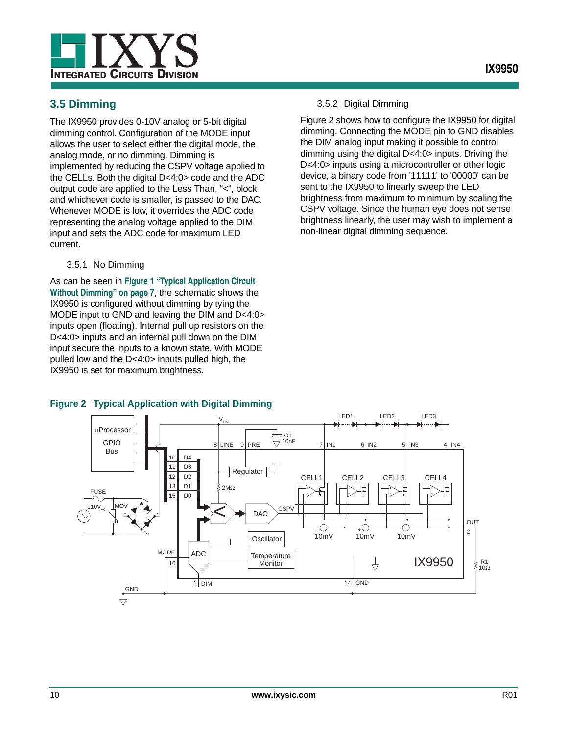## 3.5 Dimming

The IX9950 provides 0-10V analog or 5-bit digital dimming control. Configuration of the MODE input allows the user to select either the digital mode, the analog mode, or no dimming. Dimming is implemented by reducing the CSPV voltage applied to the CELLs. Both the digital D<4:0> code and the ADC output code are applied to the Less Than, "<", block and whichever code is smaller, is passed to the DAC. Whenever MODE is low, it overrides the ADC code representing the analog voltage applied to the DIM input and sets the ADC code for maximum LED current.

### 3.5.1 No Dimming

As can be seen in **Figure 1 "Typical Application Circuit Without Dimming" on page 7**, the schematic shows the IX9950 is configured without dimming by tying the MODE input to GND and leaving the DIM and D<4:0> inputs open (floating). Internal pull up resistors on the D<4:0> inputs and an internal pull down on the DIM input secure the inputs to a known state. With MODE pulled low and the D<4:0> inputs pulled high, the IX9950 is set for maximum brightness.

### 3.5.2 Digital Dimming

Figure 2 shows how to configure the IX9950 for digital dimming. Connecting the MODE pin to GND disables the DIM analog input making it possible to control dimming using the digital D<4:0> inputs. Driving the D<4:0> inputs using a microcontroller or other logic device, a binary code from '11111' to '00000' can be sent to the IX9950 to linearly sweep the LED brightness from maximum to minimum by scaling the CSPV voltage. Since the human eye does not sense brightness linearly, the user may wish to implement a non-linear digital dimming sequence.

**Figure 2 Typical Application with Digital Dimming**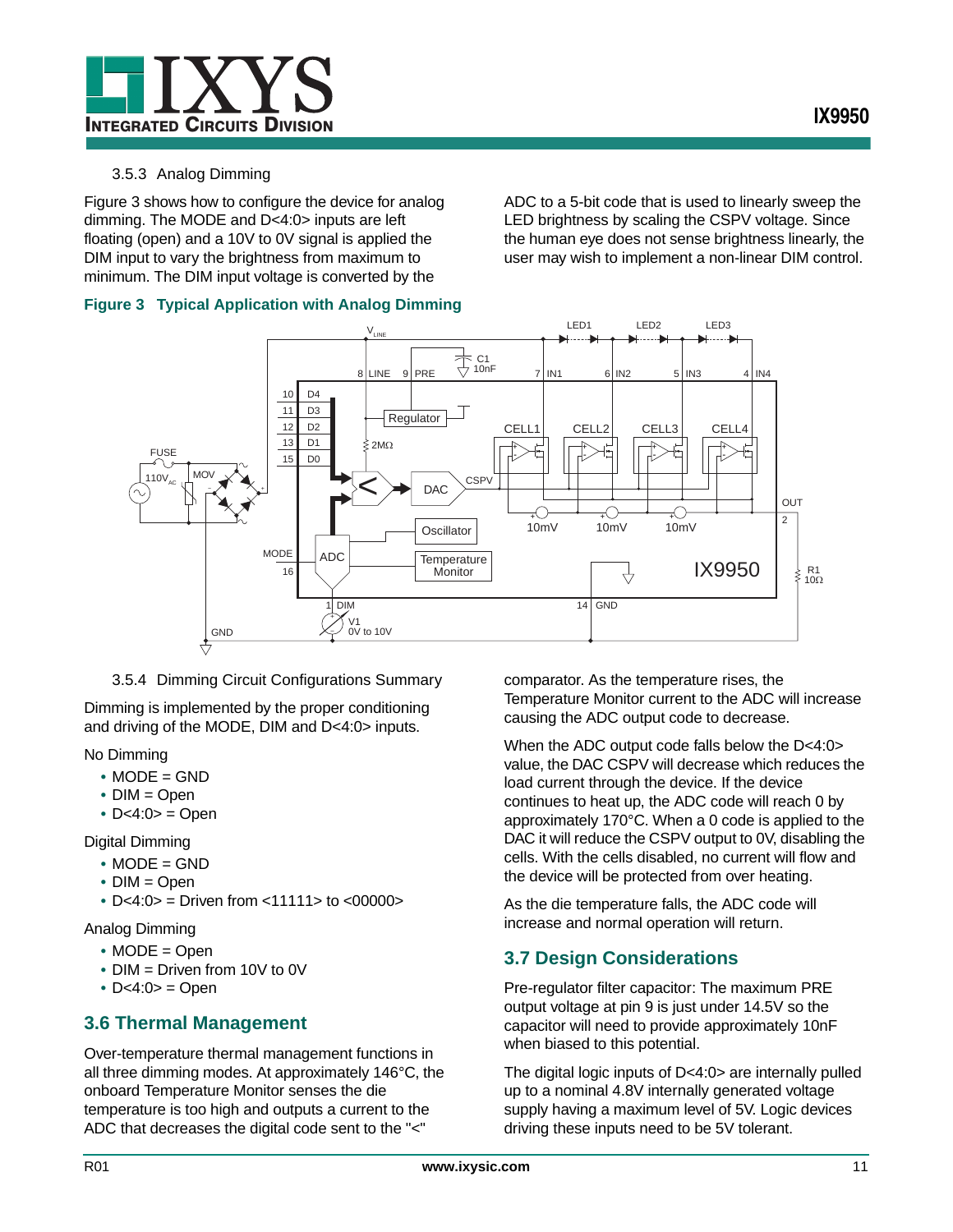### 3.5.3 Analog Dimming

Figure 3 shows how to configure the device for analog dimming. The MODE and D<4:0> inputs are left floating (open) and a 10V to 0V signal is applied the DIM input to vary the brightness from maximum to minimum. The DIM input voltage is converted by the ADC to a 5-bit code that is used to linearly sweep the LED brightness by scaling the CSPV voltage. Since the human eye does not sense brightness linearly, the user may wish to implement a non-linear DIM control.

**Figure 3 Typical Application with Analog Dimming**

### 3.5.4 Dimming Circuit Configurations Summary

Dimming is implemented by the proper conditioning and driving of the MODE, DIM and D<4:0> inputs.

No Dimming

- MODE = GND
- DIM = Open
- D<4:0> = Open

Digital Dimming

- MODE = GND
- DIM = Open
- D<4:0> = Driven from <11111> to <00000>

Analog Dimming

- MODE = Open
- DIM = Driven from 10V to 0V
- D<4:0> = Open

## 3.6 Thermal Management

Over-temperature thermal management functions in all three dimming modes. At approximately 146°C, the onboard Temperature Monitor senses the die temperature is too high and outputs a current to the ADC that decreases the digital code sent to the "<" comparator. As the temperature rises, the Temperature Monitor current to the ADC will increase causing the ADC output code to decrease.

When the ADC output code falls below the D<4:0> value, the DAC CSPV will decrease which reduces the load current through the device. If the device continues to heat up, the ADC code will reach 0 by approximately 170°C. When a 0 code is applied to the DAC it will reduce the CSPV output to 0V, disabling the cells. With the cells disabled, no current will flow and the device will be protected from over heating.

As the die temperature falls, the ADC code will increase and normal operation will return.

## 3.7 Design Considerations

Pre-regulator filter capacitor: The maximum PRE output voltage at pin 9 is just under 14.5V so the capacitor will need to provide approximately 10nF when biased to this potential.

The digital logic inputs of D<4:0> are internally pulled up to a nominal 4.8V internally generated voltage supply having a maximum level of 5V. Logic devices driving these inputs need to be 5V tolerant.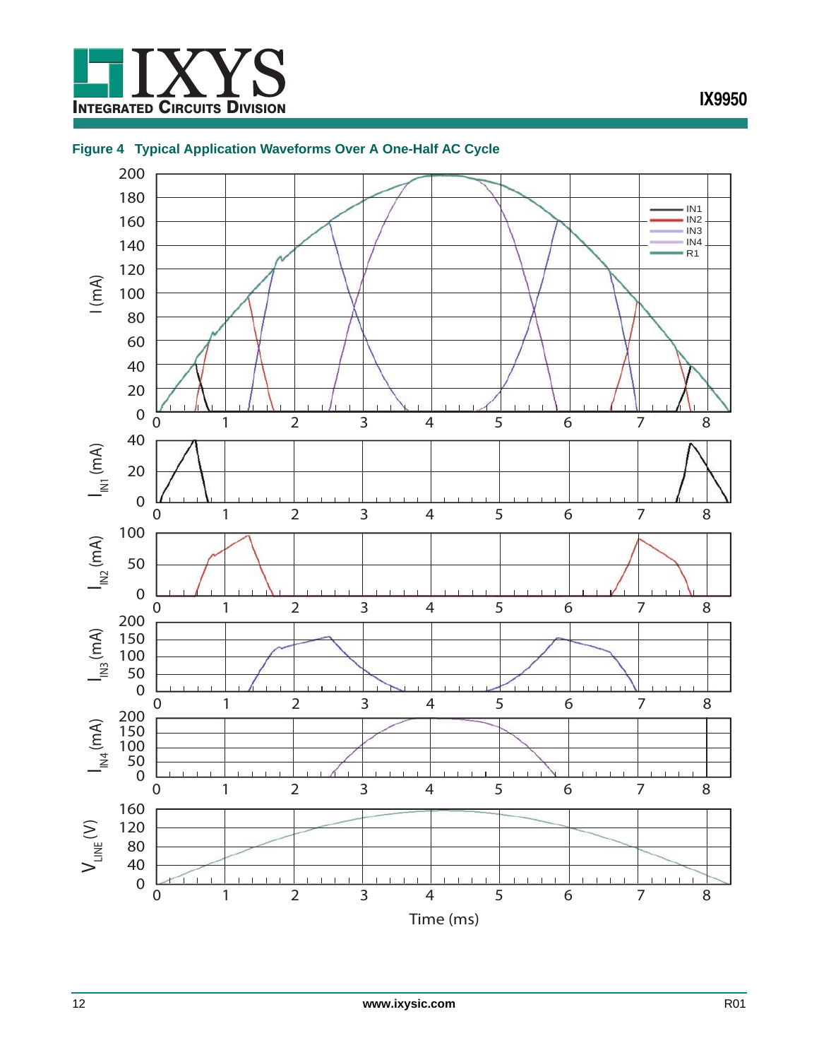**Figure 4 Typical Application Waveforms Over A One-Half AC Cycle**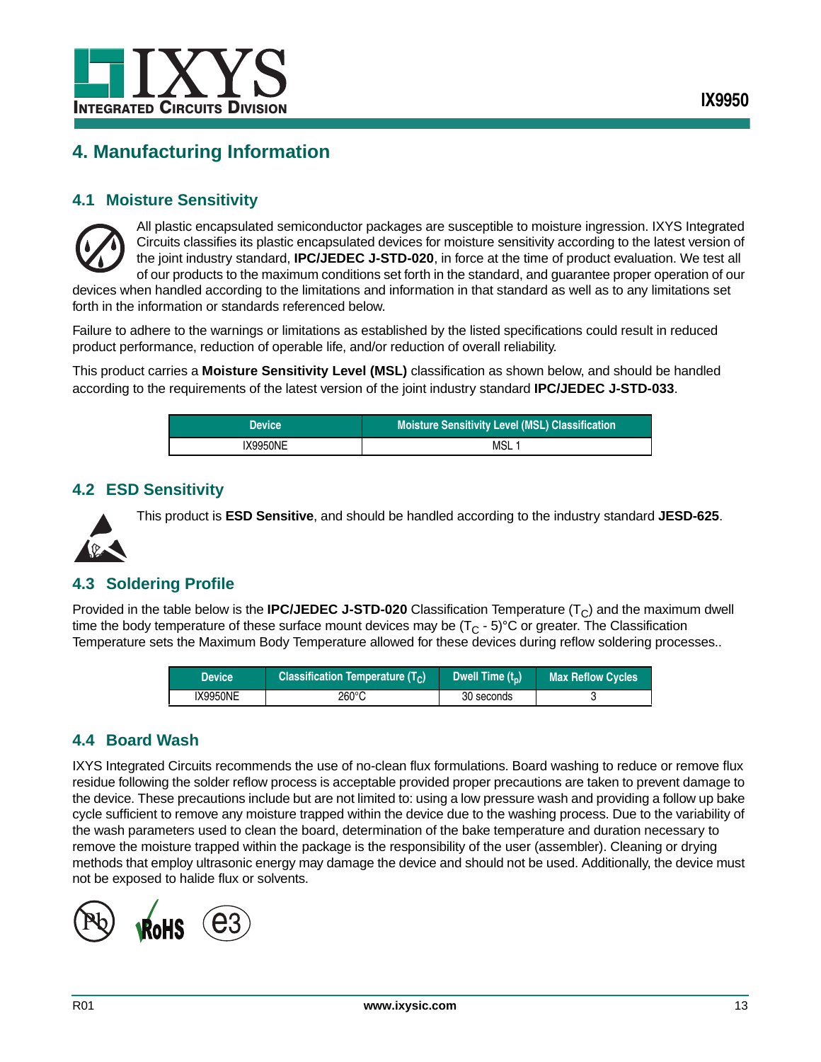# 4. Manufacturing Information

## 4.1 Moisture Sensitivity

All plastic encapsulated semiconductor packages are susceptible to moisture ingression. IXYS Integrated Circuits classifies its plastic encapsulated devices for moisture sensitivity according to the latest version of the joint industry standard, **IPC/JEDEC J-STD-020**, in force at the time of product evaluation. We test all of our products to the maximum conditions set forth in the standard, and guarantee proper operation of our devices when handled according to the limitations and information in that standard as well as to any limitations set forth in the information or standards referenced below.

Failure to adhere to the warnings or limitations as established by the listed specifications could result in reduced product performance, reduction of operable life, and/or reduction of overall reliability.

This product carries a **Moisture Sensitivity Level (MSL)** classification as shown below, and should be handled according to the requirements of the latest version of the joint industry standard **IPC/JEDEC J-STD-033**.

| Device | Moisture Sensitivity Level (MSL) Classification |
|---|---|
| IX9950NE | MSL 1 |

## 4.2 ESD Sensitivity

This product is **ESD Sensitive**, and should be handled according to the industry standard **JESD-625**.

## 4.3 Soldering Profile

Provided in the table below is the **IPC/JEDEC J-STD-020** Classification Temperature ($T_C$) and the maximum dwell time the body temperature of these surface mount devices may be ($T_C$ - 5)°C or greater. The Classification Temperature sets the Maximum Body Temperature allowed for these devices during reflow soldering processes..

| Device | Classification Temperature ($T_C$) | Dwell Time ($t_p$) | Max Reflow Cycles |
|---|---|---|---|
| IX9950NE | 260°C | 30 seconds | 3 |

## 4.4 Board Wash

IXYS Integrated Circuits recommends the use of no-clean flux formulations. Board washing to reduce or remove flux residue following the solder reflow process is acceptable provided proper precautions are taken to prevent damage to the device. These precautions include but are not limited to: using a low pressure wash and providing a follow up bake cycle sufficient to remove any moisture trapped within the device due to the washing process. Due to the variability of the wash parameters used to clean the board, determination of the bake temperature and duration necessary to remove the moisture trapped within the package is the responsibility of the user (assembler). Cleaning or drying methods that employ ultrasonic energy may damage the device and should not be used. Additionally, the device must not be exposed to halide flux or solvents.

Pb RoHS e3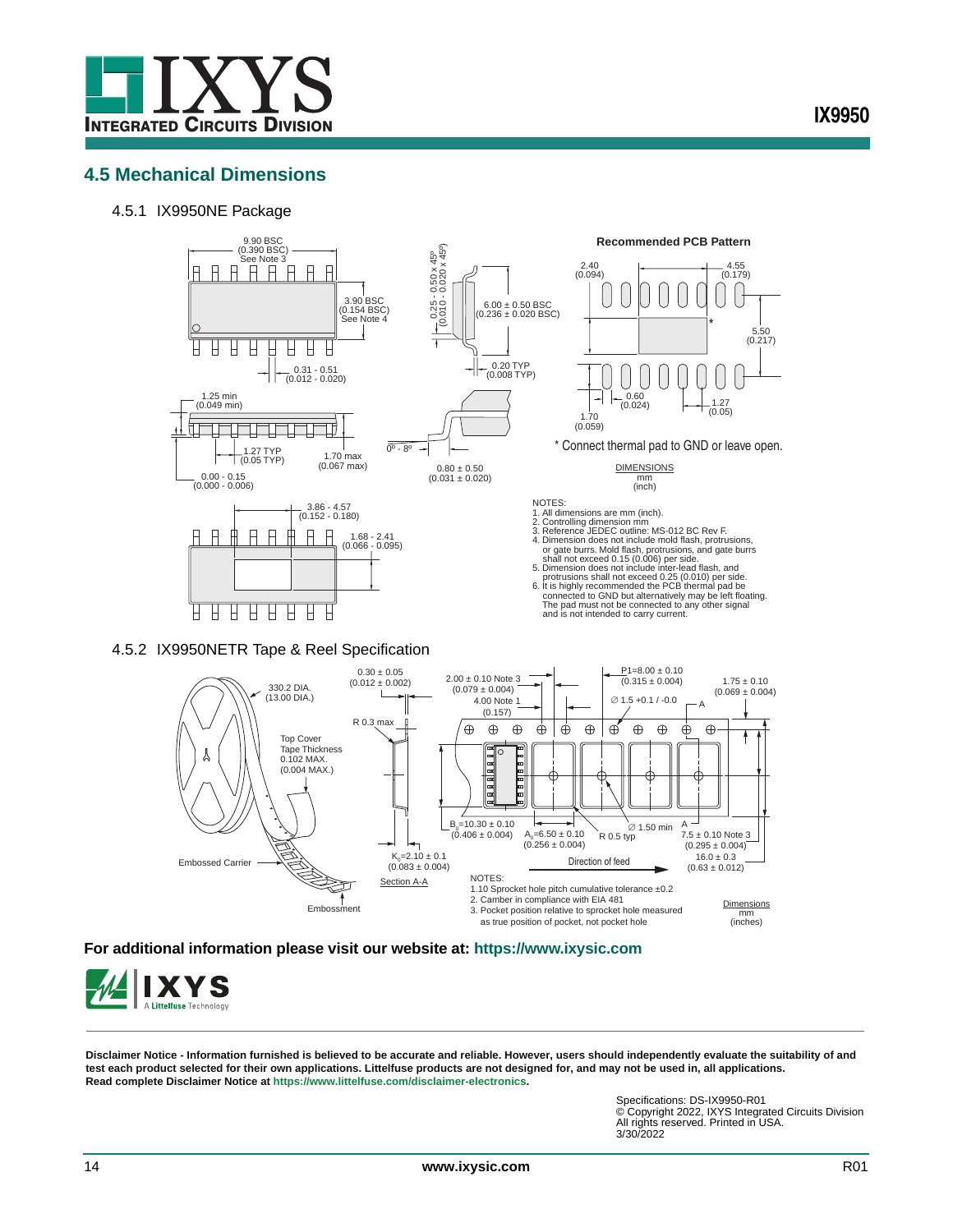## 4.5 Mechanical Dimensions

### 4.5.1 IX9950NE Package

9.90 BSC
(0.390 BSC)
See Note 3

3.90 BSC
(0.154 BSC)
See Note 4

0.25 - 0.50 x 45º
(0.010 - 0.020 x 45º)

6.00 ± 0.50 BSC
(0.236 ± 0.020 BSC)

0.31 - 0.51
(0.012 - 0.020)

0.20 TYP
(0.008 TYP)

1.25 min
(0.049 min)

1.27 TYP
(0.05 TYP)

1.70 max
(0.067 max)

0.00 - 0.15
(0.000 - 0.006)

0º - 8º

0.80 ± 0.50
(0.031 ± 0.020)

3.86 - 4.57
(0.152 - 0.180)

1.68 - 2.41
(0.066 - 0.095)

**Recommended PCB Pattern**

2.40
(0.094)

4.55
(0.179)

5.50
(0.217)

0.60
(0.024)

1.27
(0.05)

1.70
(0.059)

* Connect thermal pad to GND or leave open.

DIMENSIONS
mm
(inch)

NOTES:
1. All dimensions are mm (inch).
2. Controlling dimension mm
3. Reference JEDEC outline: MS-012 BC Rev F.
4. Dimension does not include mold flash, protrusions, or gate burrs. Mold flash, protrusions, and gate burrs shall not exceed 0.15 (0.006) per side.
5. Dimension does not include inter-lead flash, and protrusions shall not exceed 0.25 (0.010) per side.
6. It is highly recommended the PCB thermal pad be connected to GND but alternatively may be left floating. The pad must not be connected to any other signal and is not intended to carry current.

### 4.5.2 IX9950NETR Tape & Reel Specification

330.2 DIA.
(13.00 DIA.)

Top Cover
Tape Thickness
0.102 MAX.
(0.004 MAX.)

Embossed Carrier

Embossment

0.30 ± 0.05
(0.012 ± 0.002)

R 0.3 max

$K_0$=2.10 ± 0.1
(0.083 ± 0.004)

Section A-A

2.00 ± 0.10 Note 3
(0.079 ± 0.004)

4.00 Note 1
(0.157)

P1=8.00 ± 0.10
(0.315 ± 0.004)

∅ 1.5 +0.1 / -0.0

1.75 ± 0.10
(0.069 ± 0.004)

A

$B_0$=10.30 ± 0.10
(0.406 ± 0.004)

$A_0$=6.50 ± 0.10
(0.256 ± 0.004)

R 0.5 typ

∅ 1.50 min

A

7.5 ± 0.10 Note 3
(0.295 ± 0.004)

16.0 ± 0.3
(0.63 ± 0.012)

Direction of feed

NOTES:
1.10 Sprocket hole pitch cumulative tolerance ±0.2
2. Camber in compliance with EIA 481
3. Pocket position relative to sprocket hole measured as true position of pocket, not pocket hole

Dimensions
mm
(inches)

**For additional information please visit our website at: https://www.ixysic.com**

**Disclaimer Notice - Information furnished is believed to be accurate and reliable. However, users should independently evaluate the suitability of and test each product selected for their own applications. Littelfuse products are not designed for, and may not be used in, all applications. Read complete Disclaimer Notice at https://www.littelfuse.com/disclaimer-electronics.**

Specifications: DS-IX9950-R01
© Copyright 2022, IXYS Integrated Circuits Division
All rights reserved. Printed in USA.
3/30/2022